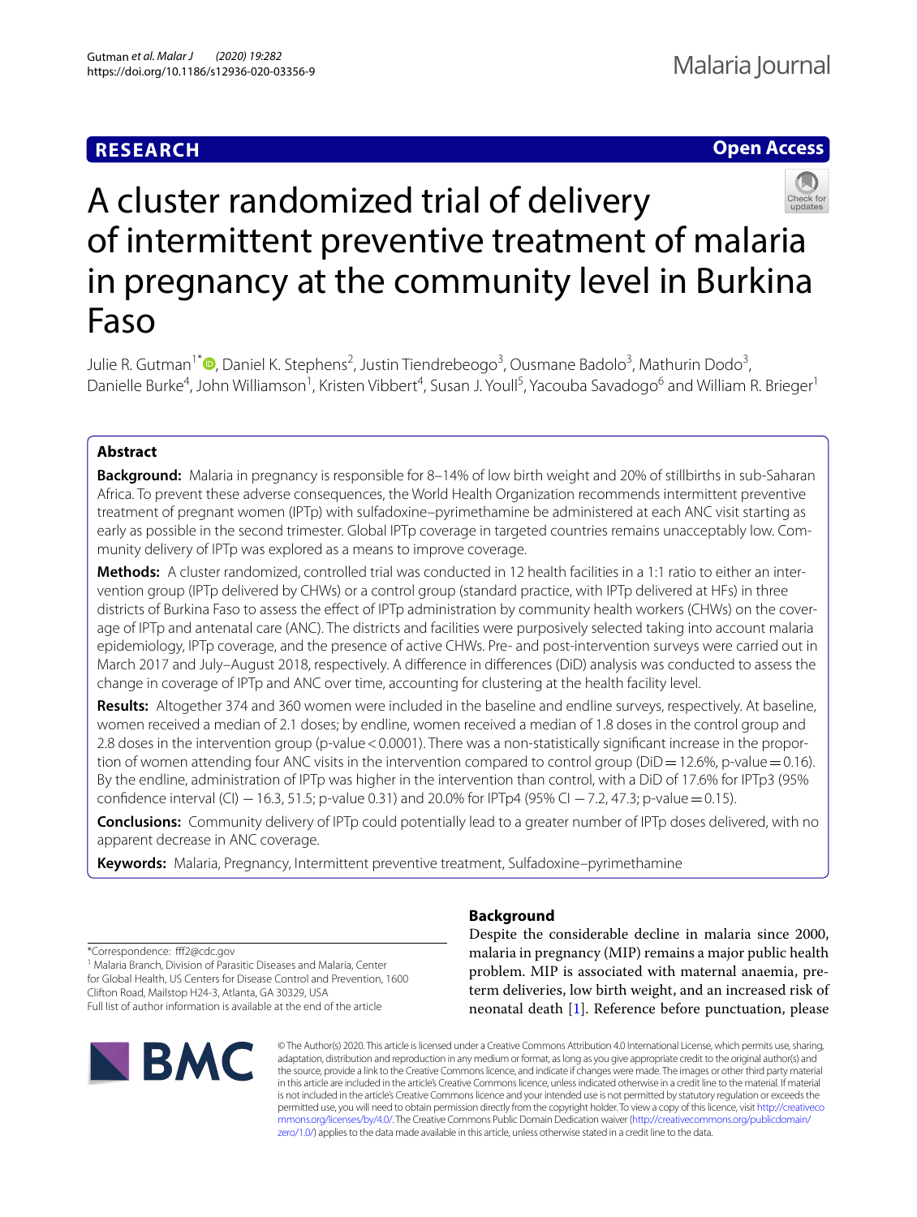**RESEARCH** **Open Access**

# A cluster randomized trial of delivery of intermittent preventive treatment of malaria in pregnancy at the community level in Burkina Faso

Julie R. Gutman[1*], Daniel K. Stephens[2], Justin Tiendrebeogo[3], Ousmane Badolo[3], Mathurin Dodo[3], Danielle Burke[4], John Williamson[1], Kristen Vibbert[4], Susan J. Youll[5], Yacouba Savadogo[6] and William R. Brieger[1]

## Abstract

**Background:** Malaria in pregnancy is responsible for 8–14% of low birth weight and 20% of stillbirths in sub-Saharan Africa. To prevent these adverse consequences, the World Health Organization recommends intermittent preventive treatment of pregnant women (IPTp) with sulfadoxine–pyrimethamine be administered at each ANC visit starting as early as possible in the second trimester. Global IPTp coverage in targeted countries remains unacceptably low. Community delivery of IPTp was explored as a means to improve coverage.

**Methods:** A cluster randomized, controlled trial was conducted in 12 health facilities in a 1:1 ratio to either an intervention group (IPTp delivered by CHWs) or a control group (standard practice, with IPTp delivered at HFs) in three districts of Burkina Faso to assess the effect of IPTp administration by community health workers (CHWs) on the coverage of IPTp and antenatal care (ANC). The districts and facilities were purposively selected taking into account malaria epidemiology, IPTp coverage, and the presence of active CHWs. Pre- and post-intervention surveys were carried out in March 2017 and July–August 2018, respectively. A difference in differences (DiD) analysis was conducted to assess the change in coverage of IPTp and ANC over time, accounting for clustering at the health facility level.

**Results:** Altogether 374 and 360 women were included in the baseline and endline surveys, respectively. At baseline, women received a median of 2.1 doses; by endline, women received a median of 1.8 doses in the control group and 2.8 doses in the intervention group (p-value $< 0.0001$). There was a non-statistically significant increase in the proportion of women attending four ANC visits in the intervention compared to control group (DiD = 12.6%, p-value = 0.16). By the endline, administration of IPTp was higher in the intervention than control, with a DiD of 17.6% for IPTp3 (95% confidence interval (CI) −16.3, 51.5; p-value 0.31) and 20.0% for IPTp4 (95% CI −7.2, 47.3; p-value = 0.15).

**Conclusions:** Community delivery of IPTp could potentially lead to a greater number of IPTp doses delivered, with no apparent decrease in ANC coverage.

**Keywords:** Malaria, Pregnancy, Intermittent preventive treatment, Sulfadoxine–pyrimethamine

## Background

Despite the considerable decline in malaria since 2000, malaria in pregnancy (MIP) remains a major public health problem. MIP is associated with maternal anaemia, preterm deliveries, low birth weight, and an increased risk of neonatal death [1]. Reference before punctuation, please

*Correspondence: fff2@cdc.gov
[1] Malaria Branch, Division of Parasitic Diseases and Malaria, Center for Global Health, US Centers for Disease Control and Prevention, 1600 Clifton Road, Mailstop H24-3, Atlanta, GA 30329, USA
Full list of author information is available at the end of the article

© The Author(s) 2020. This article is licensed under a Creative Commons Attribution 4.0 International License, which permits use, sharing, adaptation, distribution and reproduction in any medium or format, as long as you give appropriate credit to the original author(s) and the source, provide a link to the Creative Commons licence, and indicate if changes were made. The images or other third party material in this article are included in the article's Creative Commons licence, unless indicated otherwise in a credit line to the material. If material is not included in the article's Creative Commons licence and your intended use is not permitted by statutory regulation or exceeds the permitted use, you will need to obtain permission directly from the copyright holder. To view a copy of this licence, visit http://creativecommons.org/licenses/by/4.0/. The Creative Commons Public Domain Dedication waiver (http://creativecommons.org/publicdomain/zero/1.0/) applies to the data made available in this article, unless otherwise stated in a credit line to the data.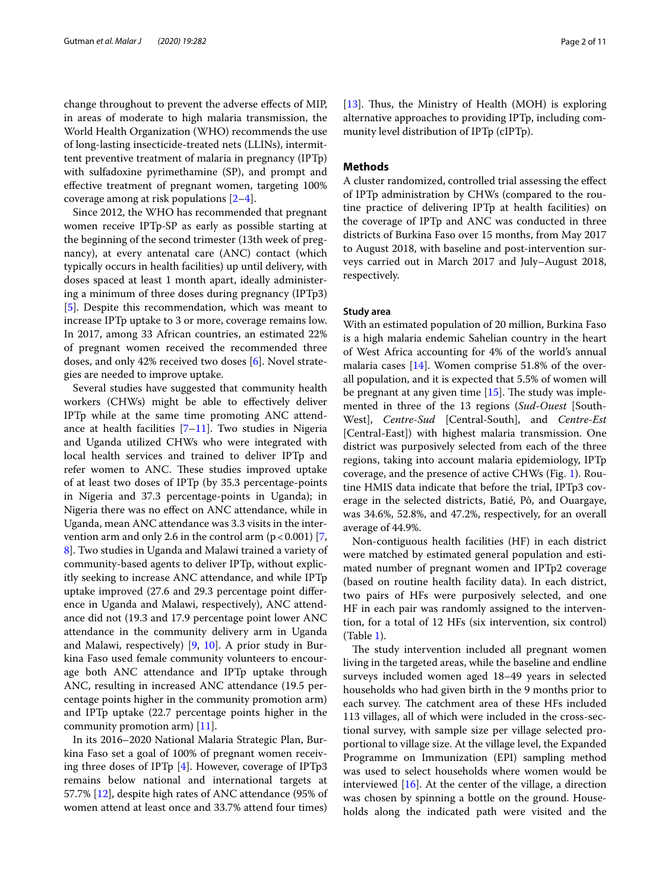change throughout to prevent the adverse effects of MIP, in areas of moderate to high malaria transmission, the World Health Organization (WHO) recommends the use of long-lasting insecticide-treated nets (LLINs), intermittent preventive treatment of malaria in pregnancy (IPTp) with sulfadoxine pyrimethamine (SP), and prompt and effective treatment of pregnant women, targeting 100% coverage among at risk populations [2–4].

Since 2012, the WHO has recommended that pregnant women receive IPTp-SP as early as possible starting at the beginning of the second trimester (13th week of pregnancy), at every antenatal care (ANC) contact (which typically occurs in health facilities) up until delivery, with doses spaced at least 1 month apart, ideally administering a minimum of three doses during pregnancy (IPTp3) [5]. Despite this recommendation, which was meant to increase IPTp uptake to 3 or more, coverage remains low. In 2017, among 33 African countries, an estimated 22% of pregnant women received the recommended three doses, and only 42% received two doses [6]. Novel strategies are needed to improve uptake.

Several studies have suggested that community health workers (CHWs) might be able to effectively deliver IPTp while at the same time promoting ANC attendance at health facilities [7–11]. Two studies in Nigeria and Uganda utilized CHWs who were integrated with local health services and trained to deliver IPTp and refer women to ANC. These studies improved uptake of at least two doses of IPTp (by 35.3 percentage-points in Nigeria and 37.3 percentage-points in Uganda); in Nigeria there was no effect on ANC attendance, while in Uganda, mean ANC attendance was 3.3 visits in the intervention arm and only 2.6 in the control arm ($p < 0.001$) [7, 8]. Two studies in Uganda and Malawi trained a variety of community-based agents to deliver IPTp, without explicitly seeking to increase ANC attendance, and while IPTp uptake improved (27.6 and 29.3 percentage point difference in Uganda and Malawi, respectively), ANC attendance did not (19.3 and 17.9 percentage point lower ANC attendance in the community delivery arm in Uganda and Malawi, respectively) [9, 10]. A prior study in Burkina Faso used female community volunteers to encourage both ANC attendance and IPTp uptake through ANC, resulting in increased ANC attendance (19.5 percentage points higher in the community promotion arm) and IPTp uptake (22.7 percentage points higher in the community promotion arm) [11].

In its 2016–2020 National Malaria Strategic Plan, Burkina Faso set a goal of 100% of pregnant women receiving three doses of IPTp [4]. However, coverage of IPTp3 remains below national and international targets at 57.7% [12], despite high rates of ANC attendance (95% of women attend at least once and 33.7% attend four times) [13]. Thus, the Ministry of Health (MOH) is exploring alternative approaches to providing IPTp, including community level distribution of IPTp (cIPTp).

## Methods

A cluster randomized, controlled trial assessing the effect of IPTp administration by CHWs (compared to the routine practice of delivering IPTp at health facilities) on the coverage of IPTp and ANC was conducted in three districts of Burkina Faso over 15 months, from May 2017 to August 2018, with baseline and post-intervention surveys carried out in March 2017 and July–August 2018, respectively.

### Study area

With an estimated population of 20 million, Burkina Faso is a high malaria endemic Sahelian country in the heart of West Africa accounting for 4% of the world's annual malaria cases [14]. Women comprise 51.8% of the overall population, and it is expected that 5.5% of women will be pregnant at any given time [15]. The study was implemented in three of the 13 regions (*Sud-Ouest* [South-West], *Centre-Sud* [Central-South], and *Centre-Est* [Central-East]) with highest malaria transmission. One district was purposively selected from each of the three regions, taking into account malaria epidemiology, IPTp coverage, and the presence of active CHWs (Fig. 1). Routine HMIS data indicate that before the trial, IPTp3 coverage in the selected districts, Batié, Pô, and Ouargaye, was 34.6%, 52.8%, and 47.2%, respectively, for an overall average of 44.9%.

Non-contiguous health facilities (HF) in each district were matched by estimated general population and estimated number of pregnant women and IPTp2 coverage (based on routine health facility data). In each district, two pairs of HFs were purposively selected, and one HF in each pair was randomly assigned to the intervention, for a total of 12 HFs (six intervention, six control) (Table 1).

The study intervention included all pregnant women living in the targeted areas, while the baseline and endline surveys included women aged 18–49 years in selected households who had given birth in the 9 months prior to each survey. The catchment area of these HFs included 113 villages, all of which were included in the cross-sectional survey, with sample size per village selected proportional to village size. At the village level, the Expanded Programme on Immunization (EPI) sampling method was used to select households where women would be interviewed [16]. At the center of the village, a direction was chosen by spinning a bottle on the ground. Households along the indicated path were visited and the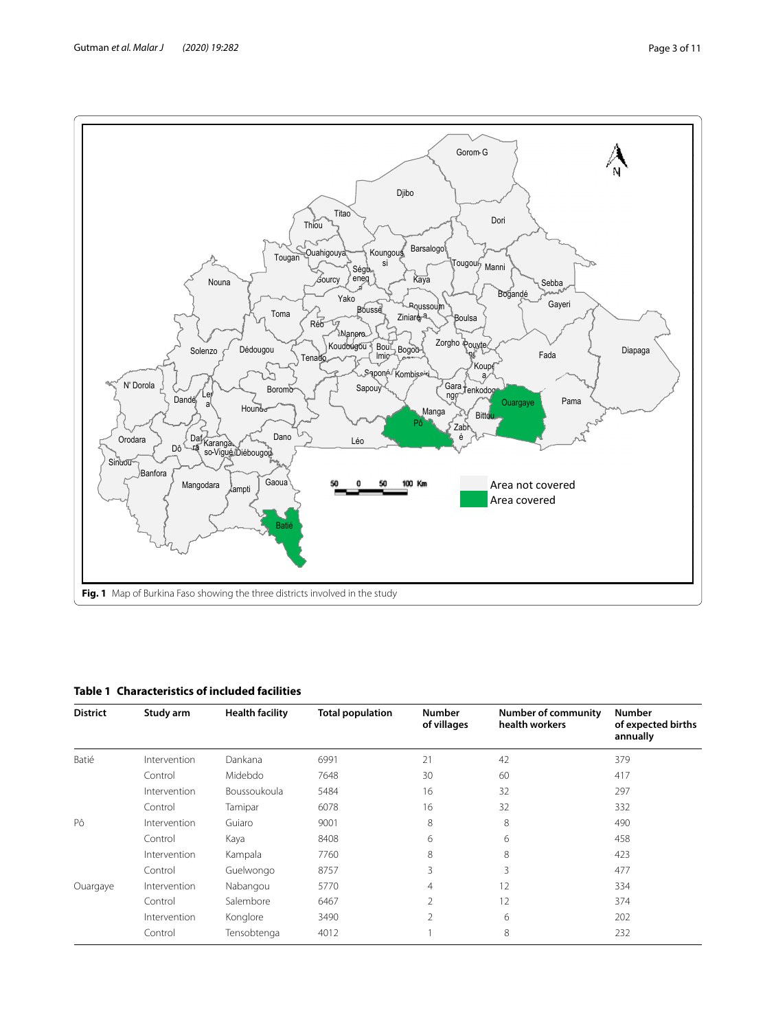Fig. 1 Map of Burkina Faso showing the three districts involved in the study

**Table 1 Characteristics of included facilities**

| District | Study arm | Health facility | Total population | Number of villages | Number of community health workers | Number of expected births annually |
|---|---|---|---|---|---|---|
| Batié | Intervention | Dankana | 6991 | 21 | 42 | 379 |
| | Control | Midebdo | 7648 | 30 | 60 | 417 |
| | Intervention | Boussoukoula | 5484 | 16 | 32 | 297 |
| | Control | Tamipar | 6078 | 16 | 32 | 332 |
| Pô | Intervention | Guiaro | 9001 | 8 | 8 | 490 |
| | Control | Kaya | 8408 | 6 | 6 | 458 |
| | Intervention | Kampala | 7760 | 8 | 8 | 423 |
| | Control | Guelwongo | 8757 | 3 | 3 | 477 |
| Ouargaye | Intervention | Nabangou | 5770 | 4 | 12 | 334 |
| | Control | Salembore | 6467 | 2 | 12 | 374 |
| | Intervention | Konglore | 3490 | 2 | 6 | 202 |
| | Control | Tensobtenga | 4012 | 1 | 8 | 232 |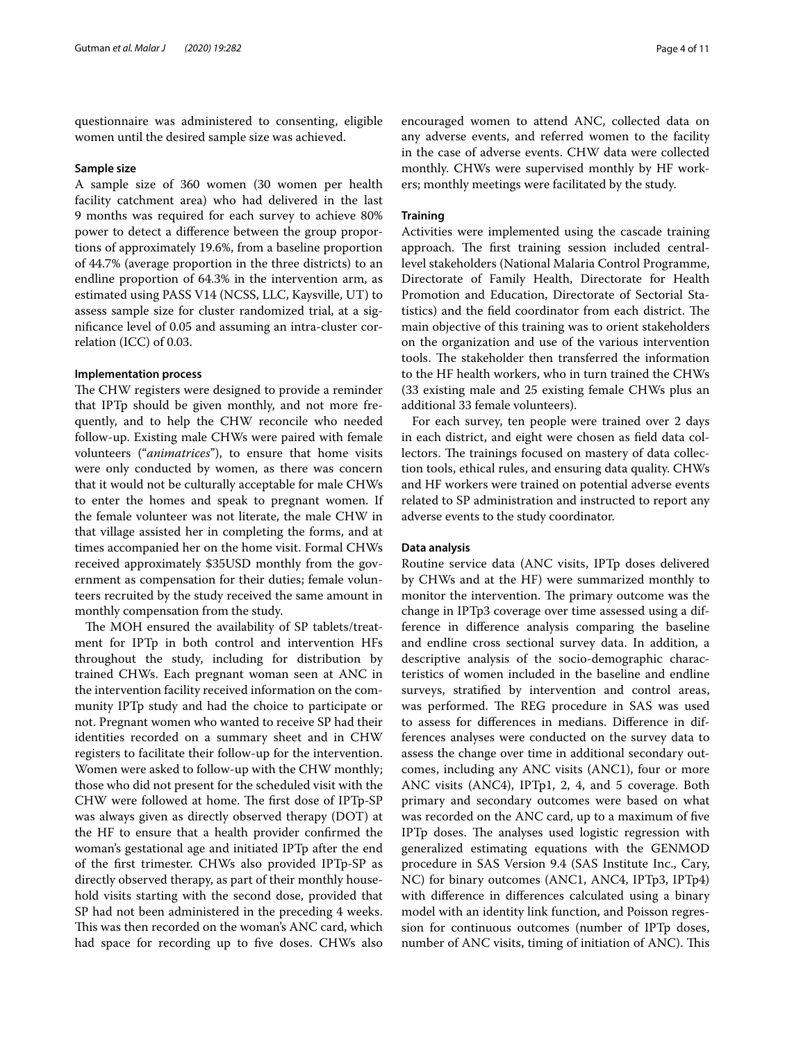questionnaire was administered to consenting, eligible women until the desired sample size was achieved.

### Sample size

A sample size of 360 women (30 women per health facility catchment area) who had delivered in the last 9 months was required for each survey to achieve 80% power to detect a difference between the group proportions of approximately 19.6%, from a baseline proportion of 44.7% (average proportion in the three districts) to an endline proportion of 64.3% in the intervention arm, as estimated using PASS V14 (NCSS, LLC, Kaysville, UT) to assess sample size for cluster randomized trial, at a significance level of 0.05 and assuming an intra-cluster correlation (ICC) of 0.03.

### Implementation process

The CHW registers were designed to provide a reminder that IPTp should be given monthly, and not more frequently, and to help the CHW reconcile who needed follow-up. Existing male CHWs were paired with female volunteers ("*animatrices*"), to ensure that home visits were only conducted by women, as there was concern that it would not be culturally acceptable for male CHWs to enter the homes and speak to pregnant women. If the female volunteer was not literate, the male CHW in that village assisted her in completing the forms, and at times accompanied her on the home visit. Formal CHWs received approximately $35USD monthly from the government as compensation for their duties; female volunteers recruited by the study received the same amount in monthly compensation from the study.

The MOH ensured the availability of SP tablets/treatment for IPTp in both control and intervention HFs throughout the study, including for distribution by trained CHWs. Each pregnant woman seen at ANC in the intervention facility received information on the community IPTp study and had the choice to participate or not. Pregnant women who wanted to receive SP had their identities recorded on a summary sheet and in CHW registers to facilitate their follow-up for the intervention. Women were asked to follow-up with the CHW monthly; those who did not present for the scheduled visit with the CHW were followed at home. The first dose of IPTp-SP was always given as directly observed therapy (DOT) at the HF to ensure that a health provider confirmed the woman's gestational age and initiated IPTp after the end of the first trimester. CHWs also provided IPTp-SP as directly observed therapy, as part of their monthly household visits starting with the second dose, provided that SP had not been administered in the preceding 4 weeks. This was then recorded on the woman's ANC card, which had space for recording up to five doses. CHWs also encouraged women to attend ANC, collected data on any adverse events, and referred women to the facility in the case of adverse events. CHW data were collected monthly. CHWs were supervised monthly by HF workers; monthly meetings were facilitated by the study.

### Training

Activities were implemented using the cascade training approach. The first training session included central-level stakeholders (National Malaria Control Programme, Directorate of Family Health, Directorate for Health Promotion and Education, Directorate of Sectorial Statistics) and the field coordinator from each district. The main objective of this training was to orient stakeholders on the organization and use of the various intervention tools. The stakeholder then transferred the information to the HF health workers, who in turn trained the CHWs (33 existing male and 25 existing female CHWs plus an additional 33 female volunteers).

For each survey, ten people were trained over 2 days in each district, and eight were chosen as field data collectors. The trainings focused on mastery of data collection tools, ethical rules, and ensuring data quality. CHWs and HF workers were trained on potential adverse events related to SP administration and instructed to report any adverse events to the study coordinator.

### Data analysis

Routine service data (ANC visits, IPTp doses delivered by CHWs and at the HF) were summarized monthly to monitor the intervention. The primary outcome was the change in IPTp3 coverage over time assessed using a difference in difference analysis comparing the baseline and endline cross sectional survey data. In addition, a descriptive analysis of the socio-demographic characteristics of women included in the baseline and endline surveys, stratified by intervention and control areas, was performed. The REG procedure in SAS was used to assess for differences in medians. Difference in differences analyses were conducted on the survey data to assess the change over time in additional secondary outcomes, including any ANC visits (ANC1), four or more ANC visits (ANC4), IPTp1, 2, 4, and 5 coverage. Both primary and secondary outcomes were based on what was recorded on the ANC card, up to a maximum of five IPTp doses. The analyses used logistic regression with generalized estimating equations with the GENMOD procedure in SAS Version 9.4 (SAS Institute Inc., Cary, NC) for binary outcomes (ANC1, ANC4, IPTp3, IPTp4) with difference in differences calculated using a binary model with an identity link function, and Poisson regression for continuous outcomes (number of IPTp doses, number of ANC visits, timing of initiation of ANC). This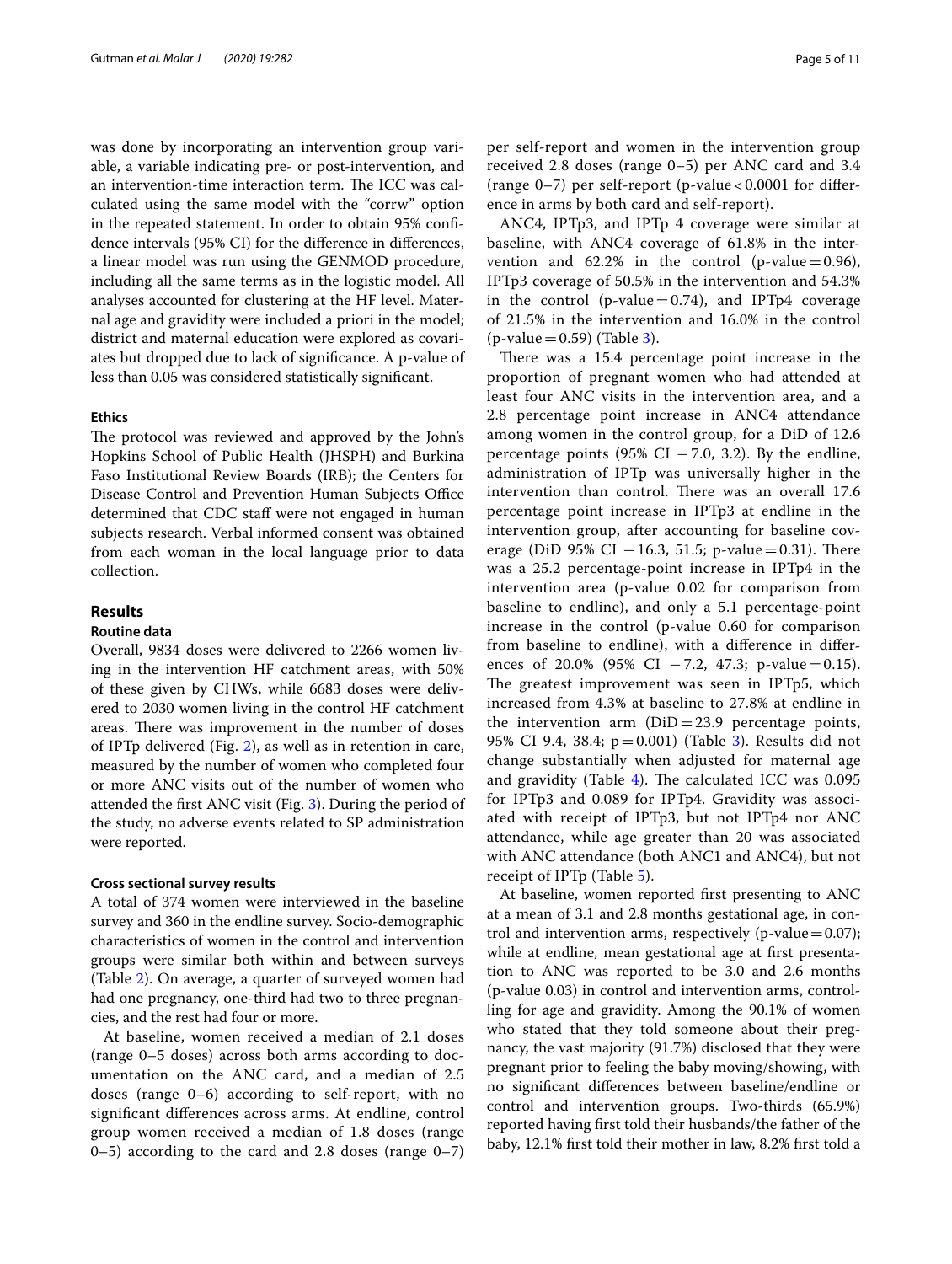was done by incorporating an intervention group variable, a variable indicating pre- or post-intervention, and an intervention-time interaction term. The ICC was calculated using the same model with the "corrw" option in the repeated statement. In order to obtain 95% confidence intervals (95% CI) for the difference in differences, a linear model was run using the GENMOD procedure, including all the same terms as in the logistic model. All analyses accounted for clustering at the HF level. Maternal age and gravidity were included a priori in the model; district and maternal education were explored as covariates but dropped due to lack of significance. A p-value of less than 0.05 was considered statistically significant.

#### Ethics

The protocol was reviewed and approved by the John's Hopkins School of Public Health (JHSPH) and Burkina Faso Institutional Review Boards (IRB); the Centers for Disease Control and Prevention Human Subjects Office determined that CDC staff were not engaged in human subjects research. Verbal informed consent was obtained from each woman in the local language prior to data collection.

## Results

### Routine data

Overall, 9834 doses were delivered to 2266 women living in the intervention HF catchment areas, with 50% of these given by CHWs, while 6683 doses were delivered to 2030 women living in the control HF catchment areas. There was improvement in the number of doses of IPTp delivered (Fig. 2), as well as in retention in care, measured by the number of women who completed four or more ANC visits out of the number of women who attended the first ANC visit (Fig. 3). During the period of the study, no adverse events related to SP administration were reported.

#### Cross sectional survey results

A total of 374 women were interviewed in the baseline survey and 360 in the endline survey. Socio-demographic characteristics of women in the control and intervention groups were similar both within and between surveys (Table 2). On average, a quarter of surveyed women had had one pregnancy, one-third had two to three pregnancies, and the rest had four or more.

At baseline, women received a median of 2.1 doses (range 0–5 doses) across both arms according to documentation on the ANC card, and a median of 2.5 doses (range 0–6) according to self-report, with no significant differences across arms. At endline, control group women received a median of 1.8 doses (range 0–5) according to the card and 2.8 doses (range 0–7) per self-report and women in the intervention group received 2.8 doses (range 0–5) per ANC card and 3.4 (range 0–7) per self-report (p-value < 0.0001 for difference in arms by both card and self-report).

ANC4, IPTp3, and IPTp 4 coverage were similar at baseline, with ANC4 coverage of 61.8% in the intervention and 62.2% in the control (p-value = 0.96), IPTp3 coverage of 50.5% in the intervention and 54.3% in the control (p-value = 0.74), and IPTp4 coverage of 21.5% in the intervention and 16.0% in the control (p-value = 0.59) (Table 3).

There was a 15.4 percentage point increase in the proportion of pregnant women who had attended at least four ANC visits in the intervention area, and a 2.8 percentage point increase in ANC4 attendance among women in the control group, for a DiD of 12.6 percentage points (95% CI −7.0, 3.2). By the endline, administration of IPTp was universally higher in the intervention than control. There was an overall 17.6 percentage point increase in IPTp3 at endline in the intervention group, after accounting for baseline coverage (DiD 95% CI −16.3, 51.5; p-value = 0.31). There was a 25.2 percentage-point increase in IPTp4 in the intervention area (p-value 0.02 for comparison from baseline to endline), and only a 5.1 percentage-point increase in the control (p-value 0.60 for comparison from baseline to endline), with a difference in differences of 20.0% (95% CI −7.2, 47.3; p-value = 0.15). The greatest improvement was seen in IPTp5, which increased from 4.3% at baseline to 27.8% at endline in the intervention arm (DiD = 23.9 percentage points, 95% CI 9.4, 38.4; p = 0.001) (Table 3). Results did not change substantially when adjusted for maternal age and gravidity (Table 4). The calculated ICC was 0.095 for IPTp3 and 0.089 for IPTp4. Gravidity was associated with receipt of IPTp3, but not IPTp4 nor ANC attendance, while age greater than 20 was associated with ANC attendance (both ANC1 and ANC4), but not receipt of IPTp (Table 5).

At baseline, women reported first presenting to ANC at a mean of 3.1 and 2.8 months gestational age, in control and intervention arms, respectively (p-value = 0.07); while at endline, mean gestational age at first presentation to ANC was reported to be 3.0 and 2.6 months (p-value 0.03) in control and intervention arms, controlling for age and gravidity. Among the 90.1% of women who stated that they told someone about their pregnancy, the vast majority (91.7%) disclosed that they were pregnant prior to feeling the baby moving/showing, with no significant differences between baseline/endline or control and intervention groups. Two-thirds (65.9%) reported having first told their husbands/the father of the baby, 12.1% first told their mother in law, 8.2% first told a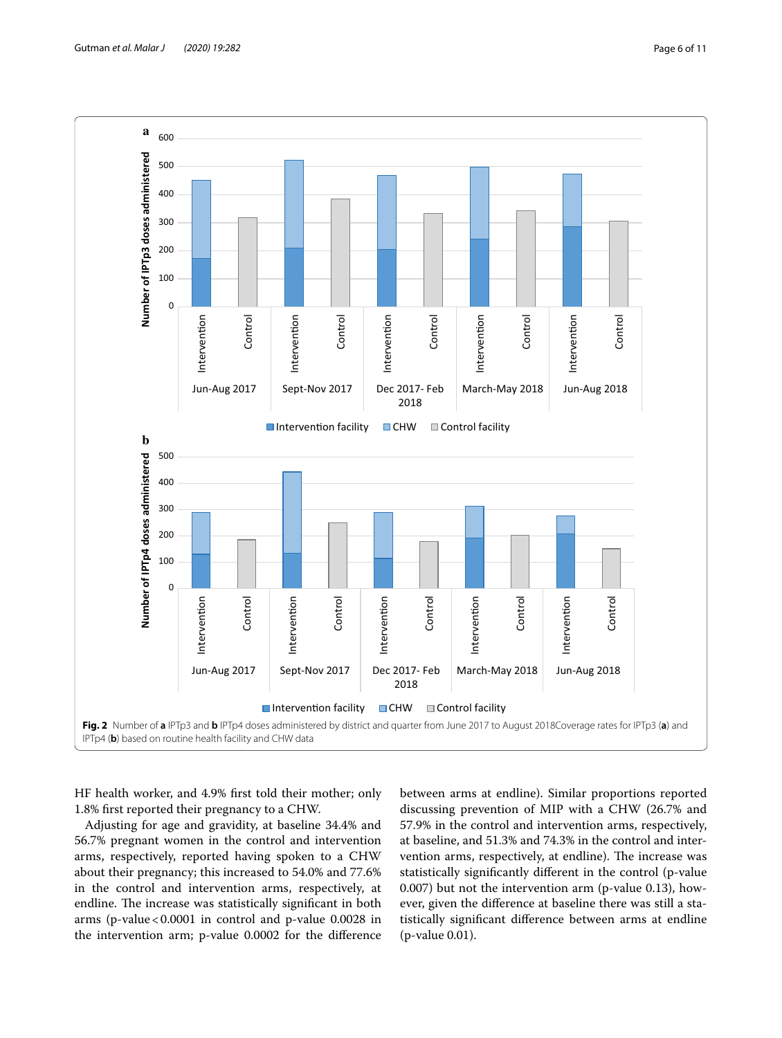**Fig. 2** Number of **a** IPTp3 and **b** IPTp4 doses administered by district and quarter from June 2017 to August 2018Coverage rates for IPTp3 (**a**) and IPTp4 (**b**) based on routine health facility and CHW data

HF health worker, and 4.9% first told their mother; only 1.8% first reported their pregnancy to a CHW.

Adjusting for age and gravidity, at baseline 34.4% and 56.7% pregnant women in the control and intervention arms, respectively, reported having spoken to a CHW about their pregnancy; this increased to 54.0% and 77.6% in the control and intervention arms, respectively, at endline. The increase was statistically significant in both arms (p-value < 0.0001 in control and p-value 0.0028 in the intervention arm; p-value 0.0002 for the difference between arms at endline). Similar proportions reported discussing prevention of MIP with a CHW (26.7% and 57.9% in the control and intervention arms, respectively, at baseline, and 51.3% and 74.3% in the control and intervention arms, respectively, at endline). The increase was statistically significantly different in the control (p-value 0.007) but not the intervention arm (p-value 0.13), however, given the difference at baseline there was still a statistically significant difference between arms at endline (p-value 0.01).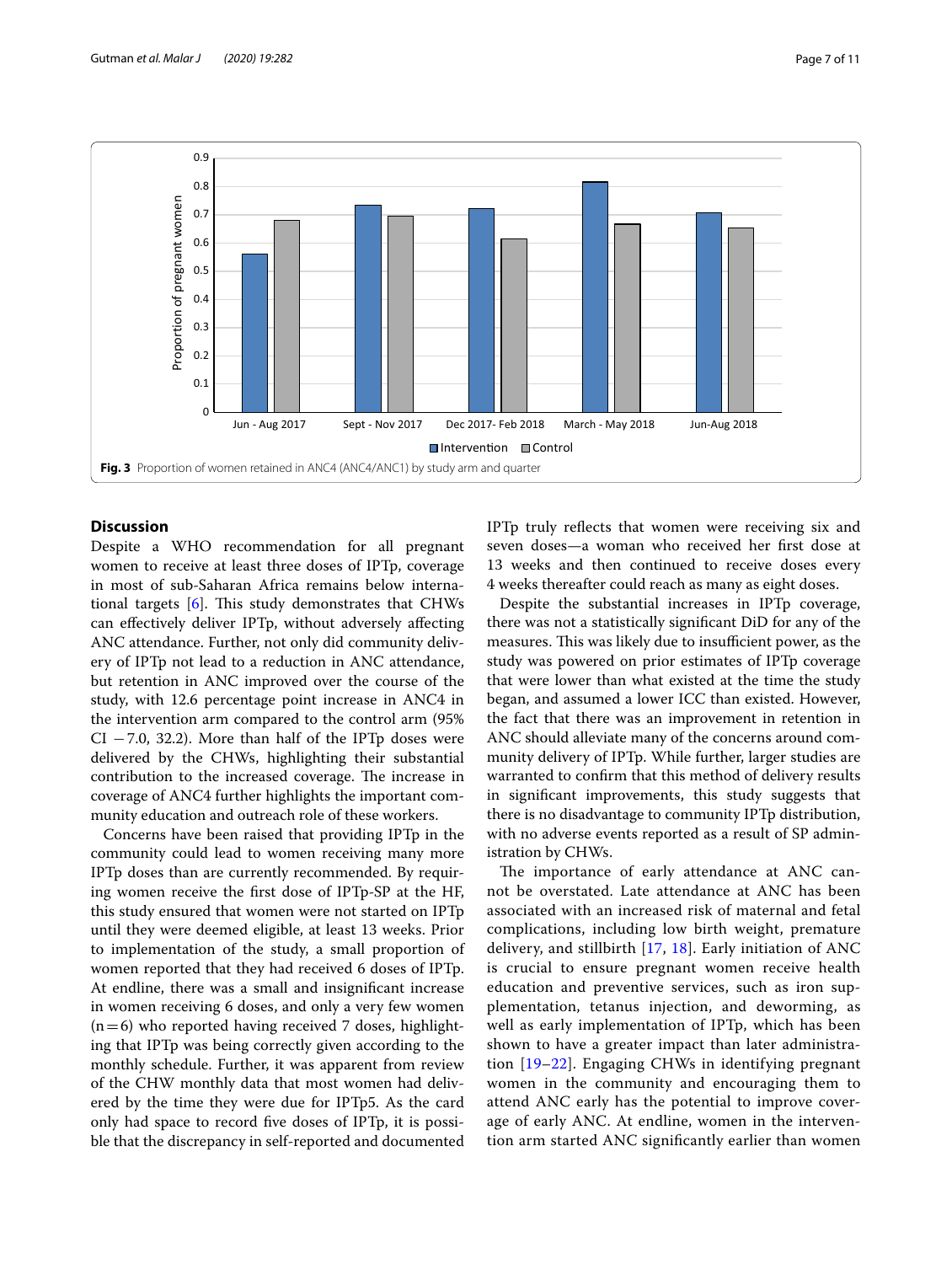Fig. 3 Proportion of women retained in ANC4 (ANC4/ANC1) by study arm and quarter

## Discussion

Despite a WHO recommendation for all pregnant women to receive at least three doses of IPTp, coverage in most of sub-Saharan Africa remains below international targets [6]. This study demonstrates that CHWs can effectively deliver IPTp, without adversely affecting ANC attendance. Further, not only did community delivery of IPTp not lead to a reduction in ANC attendance, but retention in ANC improved over the course of the study, with 12.6 percentage point increase in ANC4 in the intervention arm compared to the control arm (95% CI −7.0, 32.2). More than half of the IPTp doses were delivered by the CHWs, highlighting their substantial contribution to the increased coverage. The increase in coverage of ANC4 further highlights the important community education and outreach role of these workers.

Concerns have been raised that providing IPTp in the community could lead to women receiving many more IPTp doses than are currently recommended. By requiring women receive the first dose of IPTp-SP at the HF, this study ensured that women were not started on IPTp until they were deemed eligible, at least 13 weeks. Prior to implementation of the study, a small proportion of women reported that they had received 6 doses of IPTp. At endline, there was a small and insignificant increase in women receiving 6 doses, and only a very few women ($n=6$) who reported having received 7 doses, highlighting that IPTp was being correctly given according to the monthly schedule. Further, it was apparent from review of the CHW monthly data that most women had delivered by the time they were due for IPTp5. As the card only had space to record five doses of IPTp, it is possible that the discrepancy in self-reported and documented IPTp truly reflects that women were receiving six and seven doses—a woman who received her first dose at 13 weeks and then continued to receive doses every 4 weeks thereafter could reach as many as eight doses.

Despite the substantial increases in IPTp coverage, there was not a statistically significant DiD for any of the measures. This was likely due to insufficient power, as the study was powered on prior estimates of IPTp coverage that were lower than what existed at the time the study began, and assumed a lower ICC than existed. However, the fact that there was an improvement in retention in ANC should alleviate many of the concerns around community delivery of IPTp. While further, larger studies are warranted to confirm that this method of delivery results in significant improvements, this study suggests that there is no disadvantage to community IPTp distribution, with no adverse events reported as a result of SP administration by CHWs.

The importance of early attendance at ANC cannot be overstated. Late attendance at ANC has been associated with an increased risk of maternal and fetal complications, including low birth weight, premature delivery, and stillbirth [17, 18]. Early initiation of ANC is crucial to ensure pregnant women receive health education and preventive services, such as iron supplementation, tetanus injection, and deworming, as well as early implementation of IPTp, which has been shown to have a greater impact than later administration [19–22]. Engaging CHWs in identifying pregnant women in the community and encouraging them to attend ANC early has the potential to improve coverage of early ANC. At endline, women in the intervention arm started ANC significantly earlier than women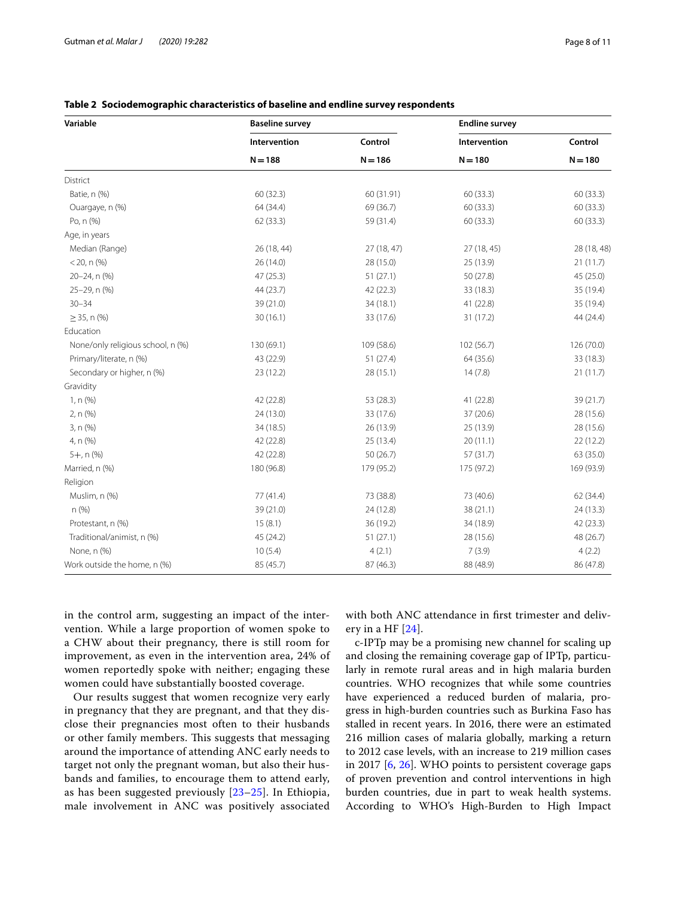**Table 2 Sociodemographic characteristics of baseline and endline survey respondents**

| Variable | Baseline survey | | Endline survey | |
|---|---|---|---|---|
| | Intervention | Control | Intervention | Control |
| | N = 188 | N = 186 | N = 180 | N = 180 |
| District | | | | |
| Batie, n (%) | 60 (32.3) | 60 (31.91) | 60 (33.3) | 60 (33.3) |
| Ouargaye, n (%) | 64 (34.4) | 69 (36.7) | 60 (33.3) | 60 (33.3) |
| Po, n (%) | 62 (33.3) | 59 (31.4) | 60 (33.3) | 60 (33.3) |
| Age, in years | | | | |
| Median (Range) | 26 (18, 44) | 27 (18, 47) | 27 (18, 45) | 28 (18, 48) |
| < 20, n (%) | 26 (14.0) | 28 (15.0) | 25 (13.9) | 21 (11.7) |
| 20–24, n (%) | 47 (25.3) | 51 (27.1) | 50 (27.8) | 45 (25.0) |
| 25–29, n (%) | 44 (23.7) | 42 (22.3) | 33 (18.3) | 35 (19.4) |
| 30–34 | 39 (21.0) | 34 (18.1) | 41 (22.8) | 35 (19.4) |
| ≥ 35, n (%) | 30 (16.1) | 33 (17.6) | 31 (17.2) | 44 (24.4) |
| Education | | | | |
| None/only religious school, n (%) | 130 (69.1) | 109 (58.6) | 102 (56.7) | 126 (70.0) |
| Primary/literate, n (%) | 43 (22.9) | 51 (27.4) | 64 (35.6) | 33 (18.3) |
| Secondary or higher, n (%) | 23 (12.2) | 28 (15.1) | 14 (7.8) | 21 (11.7) |
| Gravidity | | | | |
| 1, n (%) | 42 (22.8) | 53 (28.3) | 41 (22.8) | 39 (21.7) |
| 2, n (%) | 24 (13.0) | 33 (17.6) | 37 (20.6) | 28 (15.6) |
| 3, n (%) | 34 (18.5) | 26 (13.9) | 25 (13.9) | 28 (15.6) |
| 4, n (%) | 42 (22.8) | 25 (13.4) | 20 (11.1) | 22 (12.2) |
| 5+, n (%) | 42 (22.8) | 50 (26.7) | 57 (31.7) | 63 (35.0) |
| Married, n (%) | 180 (96.8) | 179 (95.2) | 175 (97.2) | 169 (93.9) |
| Religion | | | | |
| Muslim, n (%) | 77 (41.4) | 73 (38.8) | 73 (40.6) | 62 (34.4) |
| n (%) | 39 (21.0) | 24 (12.8) | 38 (21.1) | 24 (13.3) |
| Protestant, n (%) | 15 (8.1) | 36 (19.2) | 34 (18.9) | 42 (23.3) |
| Traditional/animist, n (%) | 45 (24.2) | 51 (27.1) | 28 (15.6) | 48 (26.7) |
| None, n (%) | 10 (5.4) | 4 (2.1) | 7 (3.9) | 4 (2.2) |
| Work outside the home, n (%) | 85 (45.7) | 87 (46.3) | 88 (48.9) | 86 (47.8) |

in the control arm, suggesting an impact of the intervention. While a large proportion of women spoke to a CHW about their pregnancy, there is still room for improvement, as even in the intervention area, 24% of women reportedly spoke with neither; engaging these women could have substantially boosted coverage.

Our results suggest that women recognize very early in pregnancy that they are pregnant, and that they disclose their pregnancies most often to their husbands or other family members. This suggests that messaging around the importance of attending ANC early needs to target not only the pregnant woman, but also their husbands and families, to encourage them to attend early, as has been suggested previously [23–25]. In Ethiopia, male involvement in ANC was positively associated with both ANC attendance in first trimester and delivery in a HF [24].

c-IPTp may be a promising new channel for scaling up and closing the remaining coverage gap of IPTp, particularly in remote rural areas and in high malaria burden countries. WHO recognizes that while some countries have experienced a reduced burden of malaria, progress in high-burden countries such as Burkina Faso has stalled in recent years. In 2016, there were an estimated 216 million cases of malaria globally, marking a return to 2012 case levels, with an increase to 219 million cases in 2017 [6, 26]. WHO points to persistent coverage gaps of proven prevention and control interventions in high burden countries, due in part to weak health systems. According to WHO's High-Burden to High Impact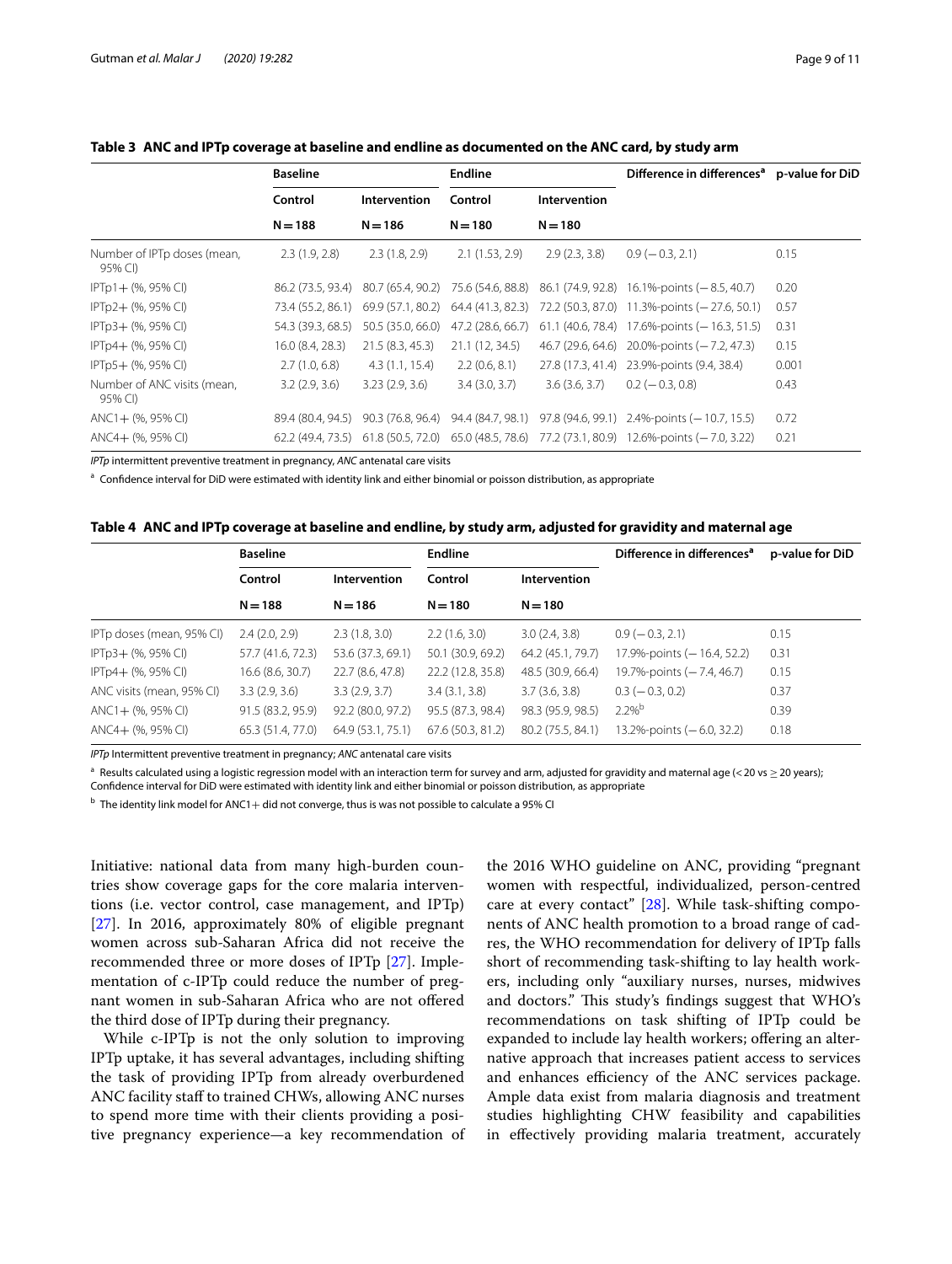**Table 3 ANC and IPTp coverage at baseline and endline as documented on the ANC card, by study arm**

| | Baseline | | Endline | | Difference in differences[a] | p-value for DiD |
|---|---|---|---|---|---|---|
| | Control | Intervention | Control | Intervention | | |
| | N = 188 | N = 186 | N = 180 | N = 180 | | |
| Number of IPTp doses (mean, 95% CI) | 2.3 (1.9, 2.8) | 2.3 (1.8, 2.9) | 2.1 (1.53, 2.9) | 2.9 (2.3, 3.8) | 0.9 (− 0.3, 2.1) | 0.15 |
| IPTp1+ (%, 95% CI) | 86.2 (73.5, 93.4) | 80.7 (65.4, 90.2) | 75.6 (54.6, 88.8) | 86.1 (74.9, 92.8) | 16.1%-points (− 8.5, 40.7) | 0.20 |
| IPTp2+ (%, 95% CI) | 73.4 (55.2, 86.1) | 69.9 (57.1, 80.2) | 64.4 (41.3, 82.3) | 72.2 (50.3, 87.0) | 11.3%-points (− 27.6, 50.1) | 0.57 |
| IPTp3+ (%, 95% CI) | 54.3 (39.3, 68.5) | 50.5 (35.0, 66.0) | 47.2 (28.6, 66.7) | 61.1 (40.6, 78.4) | 17.6%-points (− 16.3, 51.5) | 0.31 |
| IPTp4+ (%, 95% CI) | 16.0 (8.4, 28.3) | 21.5 (8.3, 45.3) | 21.1 (12, 34.5) | 46.7 (29.6, 64.6) | 20.0%-points (− 7.2, 47.3) | 0.15 |
| IPTp5+ (%, 95% CI) | 2.7 (1.0, 6.8) | 4.3 (1.1, 15.4) | 2.2 (0.6, 8.1) | 27.8 (17.3, 41.4) | 23.9%-points (9.4, 38.4) | 0.001 |
| Number of ANC visits (mean, 95% CI) | 3.2 (2.9, 3.6) | 3.23 (2.9, 3.6) | 3.4 (3.0, 3.7) | 3.6 (3.6, 3.7) | 0.2 (− 0.3, 0.8) | 0.43 |
| ANC1+ (%, 95% CI) | 89.4 (80.4, 94.5) | 90.3 (76.8, 96.4) | 94.4 (84.7, 98.1) | 97.8 (94.6, 99.1) | 2.4%-points (− 10.7, 15.5) | 0.72 |
| ANC4+ (%, 95% CI) | 62.2 (49.4, 73.5) | 61.8 (50.5, 72.0) | 65.0 (48.5, 78.6) | 77.2 (73.1, 80.9) | 12.6%-points (− 7.0, 3.22) | 0.21 |

*IPTp* intermittent preventive treatment in pregnancy, *ANC* antenatal care visits

[a] Confidence interval for DiD were estimated with identity link and either binomial or poisson distribution, as appropriate

**Table 4 ANC and IPTp coverage at baseline and endline, by study arm, adjusted for gravidity and maternal age**

| | Baseline | | Endline | | Difference in differences[a] | p-value for DiD |
|---|---|---|---|---|---|---|
| | Control | Intervention | Control | Intervention | | |
| | N = 188 | N = 186 | N = 180 | N = 180 | | |
| IPTp doses (mean, 95% CI) | 2.4 (2.0, 2.9) | 2.3 (1.8, 3.0) | 2.2 (1.6, 3.0) | 3.0 (2.4, 3.8) | 0.9 (− 0.3, 2.1) | 0.15 |
| IPTp3+ (%, 95% CI) | 57.7 (41.6, 72.3) | 53.6 (37.3, 69.1) | 50.1 (30.9, 69.2) | 64.2 (45.1, 79.7) | 17.9%-points (− 16.4, 52.2) | 0.31 |
| IPTp4+ (%, 95% CI) | 16.6 (8.6, 30.7) | 22.7 (8.6, 47.8) | 22.2 (12.8, 35.8) | 48.5 (30.9, 66.4) | 19.7%-points (− 7.4, 46.7) | 0.15 |
| ANC visits (mean, 95% CI) | 3.3 (2.9, 3.6) | 3.3 (2.9, 3.7) | 3.4 (3.1, 3.8) | 3.7 (3.6, 3.8) | 0.3 (− 0.3, 0.2) | 0.37 |
| ANC1+ (%, 95% CI) | 91.5 (83.2, 95.9) | 92.2 (80.0, 97.2) | 95.5 (87.3, 98.4) | 98.3 (95.9, 98.5) | 2.2%[b] | 0.39 |
| ANC4+ (%, 95% CI) | 65.3 (51.4, 77.0) | 64.9 (53.1, 75.1) | 67.6 (50.3, 81.2) | 80.2 (75.5, 84.1) | 13.2%-points (− 6.0, 32.2) | 0.18 |

*IPTp* Intermittent preventive treatment in pregnancy; *ANC* antenatal care visits

[a] Results calculated using a logistic regression model with an interaction term for survey and arm, adjusted for gravidity and maternal age (< 20 vs ≥ 20 years); Confidence interval for DiD were estimated with identity link and either binomial or poisson distribution, as appropriate

[b] The identity link model for ANC1+ did not converge, thus is was not possible to calculate a 95% CI

Initiative: national data from many high-burden countries show coverage gaps for the core malaria interventions (i.e. vector control, case management, and IPTp) [27]. In 2016, approximately 80% of eligible pregnant women across sub-Saharan Africa did not receive the recommended three or more doses of IPTp [27]. Implementation of c-IPTp could reduce the number of pregnant women in sub-Saharan Africa who are not offered the third dose of IPTp during their pregnancy.

While c-IPTp is not the only solution to improving IPTp uptake, it has several advantages, including shifting the task of providing IPTp from already overburdened ANC facility staff to trained CHWs, allowing ANC nurses to spend more time with their clients providing a positive pregnancy experience—a key recommendation of the 2016 WHO guideline on ANC, providing "pregnant women with respectful, individualized, person-centred care at every contact" [28]. While task-shifting components of ANC health promotion to a broad range of cadres, the WHO recommendation for delivery of IPTp falls short of recommending task-shifting to lay health workers, including only "auxiliary nurses, nurses, midwives and doctors." This study's findings suggest that WHO's recommendations on task shifting of IPTp could be expanded to include lay health workers; offering an alternative approach that increases patient access to services and enhances efficiency of the ANC services package. Ample data exist from malaria diagnosis and treatment studies highlighting CHW feasibility and capabilities in effectively providing malaria treatment, accurately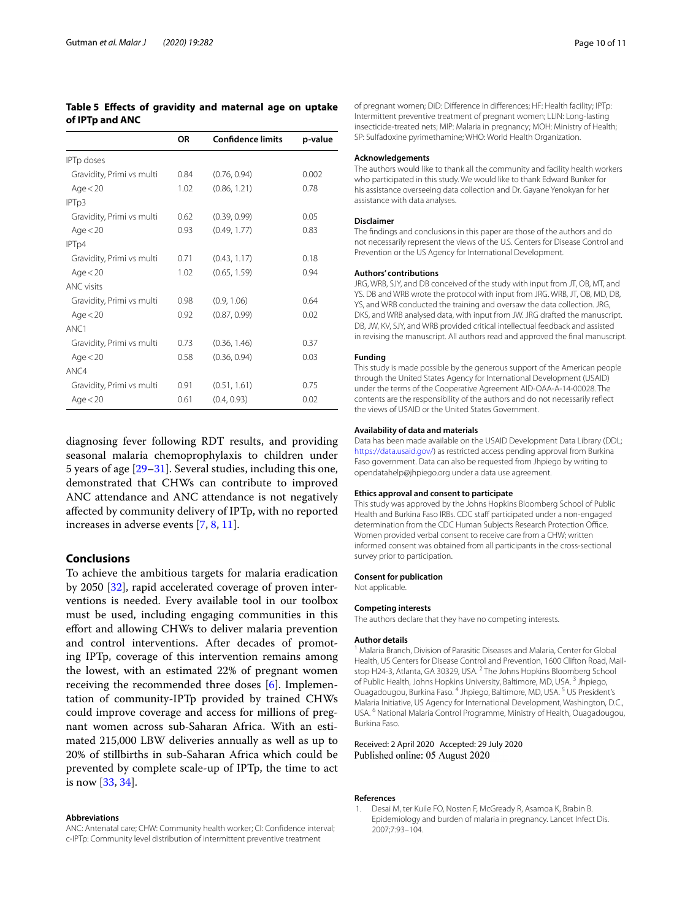**Table 5 Effects of gravidity and maternal age on uptake of IPTp and ANC**

| | OR | Confidence limits | p-value |
|---|---|---|---|
| IPTp doses | | | |
| Gravidity, Primi vs multi | 0.84 | (0.76, 0.94) | 0.002 |
| Age < 20 | 1.02 | (0.86, 1.21) | 0.78 |
| IPTp3 | | | |
| Gravidity, Primi vs multi | 0.62 | (0.39, 0.99) | 0.05 |
| Age < 20 | 0.93 | (0.49, 1.77) | 0.83 |
| IPTp4 | | | |
| Gravidity, Primi vs multi | 0.71 | (0.43, 1.17) | 0.18 |
| Age < 20 | 1.02 | (0.65, 1.59) | 0.94 |
| ANC visits | | | |
| Gravidity, Primi vs multi | 0.98 | (0.9, 1.06) | 0.64 |
| Age < 20 | 0.92 | (0.87, 0.99) | 0.02 |
| ANC1 | | | |
| Gravidity, Primi vs multi | 0.73 | (0.36, 1.46) | 0.37 |
| Age < 20 | 0.58 | (0.36, 0.94) | 0.03 |
| ANC4 | | | |
| Gravidity, Primi vs multi | 0.91 | (0.51, 1.61) | 0.75 |
| Age < 20 | 0.61 | (0.4, 0.93) | 0.02 |

diagnosing fever following RDT results, and providing seasonal malaria chemoprophylaxis to children under 5 years of age [29–31]. Several studies, including this one, demonstrated that CHWs can contribute to improved ANC attendance and ANC attendance is not negatively affected by community delivery of IPTp, with no reported increases in adverse events [7, 8, 11].

## Conclusions

To achieve the ambitious targets for malaria eradication by 2050 [32], rapid accelerated coverage of proven interventions is needed. Every available tool in our toolbox must be used, including engaging communities in this effort and allowing CHWs to deliver malaria prevention and control interventions. After decades of promoting IPTp, coverage of this intervention remains among the lowest, with an estimated 22% of pregnant women receiving the recommended three doses [6]. Implementation of community-IPTp provided by trained CHWs could improve coverage and access for millions of pregnant women across sub-Saharan Africa. With an estimated 215,000 LBW deliveries annually as well as up to 20% of stillbirths in sub-Saharan Africa which could be prevented by complete scale-up of IPTp, the time to act is now [33, 34].

#### Abbreviations

ANC: Antenatal care; CHW: Community health worker; CI: Confidence interval; c-IPTp: Community level distribution of intermittent preventive treatment of pregnant women; DiD: Difference in differences; HF: Health facility; IPTp: Intermittent preventive treatment of pregnant women; LLIN: Long-lasting insecticide-treated nets; MIP: Malaria in pregnancy; MOH: Ministry of Health; SP: Sulfadoxine pyrimethamine; WHO: World Health Organization.

#### Acknowledgements

The authors would like to thank all the community and facility health workers who participated in this study. We would like to thank Edward Bunker for his assistance overseeing data collection and Dr. Gayane Yenokyan for her assistance with data analyses.

#### Disclaimer

The findings and conclusions in this paper are those of the authors and do not necessarily represent the views of the U.S. Centers for Disease Control and Prevention or the US Agency for International Development.

#### Authors' contributions

JRG, WRB, SJY, and DB conceived of the study with input from JT, OB, MT, and YS. DB and WRB wrote the protocol with input from JRG. WRB, JT, OB, MD, DB, YS, and WRB conducted the training and oversaw the data collection. JRG, DKS, and WRB analysed data, with input from JW. JRG drafted the manuscript. DB, JW, KV, SJY, and WRB provided critical intellectual feedback and assisted in revising the manuscript. All authors read and approved the final manuscript.

#### Funding

This study is made possible by the generous support of the American people through the United States Agency for International Development (USAID) under the terms of the Cooperative Agreement AID-OAA-A-14-00028. The contents are the responsibility of the authors and do not necessarily reflect the views of USAID or the United States Government.

#### Availability of data and materials

Data has been made available on the USAID Development Data Library (DDL; https://data.usaid.gov/) as restricted access pending approval from Burkina Faso government. Data can also be requested from Jhpiego by writing to opendatahelp@jhpiego.org under a data use agreement.

#### Ethics approval and consent to participate

This study was approved by the Johns Hopkins Bloomberg School of Public Health and Burkina Faso IRBs. CDC staff participated under a non-engaged determination from the CDC Human Subjects Research Protection Office. Women provided verbal consent to receive care from a CHW; written informed consent was obtained from all participants in the cross-sectional survey prior to participation.

#### Consent for publication

Not applicable.

#### Competing interests

The authors declare that they have no competing interests.

#### Author details

[1] Malaria Branch, Division of Parasitic Diseases and Malaria, Center for Global Health, US Centers for Disease Control and Prevention, 1600 Clifton Road, Mailstop H24-3, Atlanta, GA 30329, USA. [2] The Johns Hopkins Bloomberg School of Public Health, Johns Hopkins University, Baltimore, MD, USA. [3] Jhpiego, Ouagadougou, Burkina Faso. [4] Jhpiego, Baltimore, MD, USA. [5] US President's Malaria Initiative, US Agency for International Development, Washington, D.C., USA. [6] National Malaria Control Programme, Ministry of Health, Ouagadougou, Burkina Faso.

Received: 2 April 2020 Accepted: 29 July 2020
Published online: 05 August 2020

#### References

1. Desai M, ter Kuile FO, Nosten F, McGready R, Asamoa K, Brabin B. Epidemiology and burden of malaria in pregnancy. Lancet Infect Dis. 2007;7:93–104.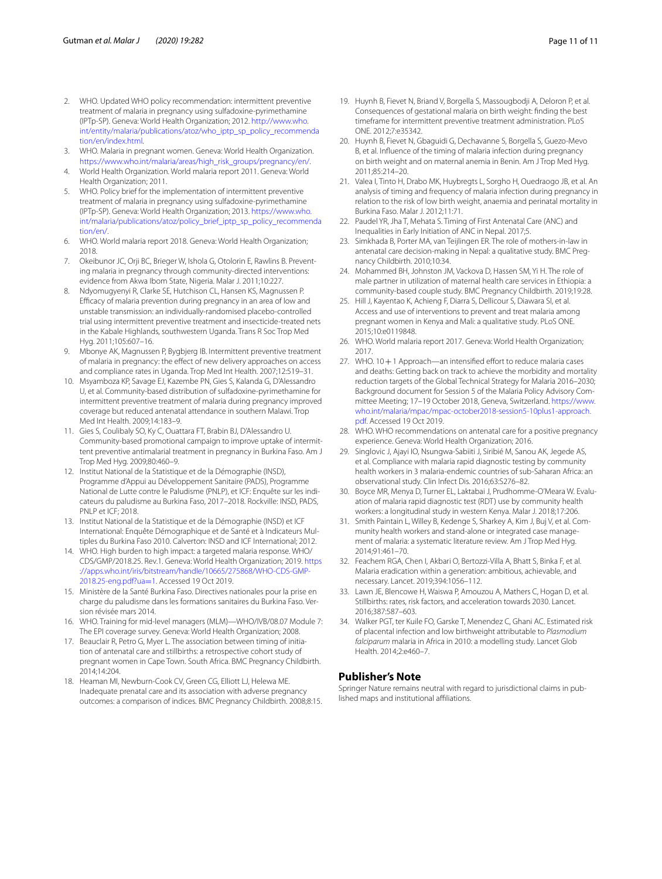2. WHO. Updated WHO policy recommendation: intermittent preventive treatment of malaria in pregnancy using sulfadoxine-pyrimethamine (IPTp-SP). Geneva: World Health Organization; 2012. http://www.who.int/entity/malaria/publications/atoz/who_iptp_sp_policy_recommendation/en/index.html.
3. WHO. Malaria in pregnant women. Geneva: World Health Organization. https://www.who.int/malaria/areas/high_risk_groups/pregnancy/en/.
4. World Health Organization. World malaria report 2011. Geneva: World Health Organization; 2011.
5. WHO. Policy brief for the implementation of intermittent preventive treatment of malaria in pregnancy using sulfadoxine-pyrimethamine (IPTp-SP). Geneva: World Health Organization; 2013. https://www.who.int/malaria/publications/atoz/policy_brief_iptp_sp_policy_recommendation/en/.
6. WHO. World malaria report 2018. Geneva: World Health Organization; 2018.
7. Okeibunor JC, Orji BC, Brieger W, Ishola G, Otolorin E, Rawlins B. Preventing malaria in pregnancy through community-directed interventions: evidence from Akwa Ibom State, Nigeria. Malar J. 2011;10:227.
8. Ndyomugyenyi R, Clarke SE, Hutchison CL, Hansen KS, Magnussen P. Efficacy of malaria prevention during pregnancy in an area of low and unstable transmission: an individually-randomised placebo-controlled trial using intermittent preventive treatment and insecticide-treated nets in the Kabale Highlands, southwestern Uganda. Trans R Soc Trop Med Hyg. 2011;105:607–16.
9. Mbonye AK, Magnussen P, Bygbjerg IB. Intermittent preventive treatment of malaria in pregnancy: the effect of new delivery approaches on access and compliance rates in Uganda. Trop Med Int Health. 2007;12:519–31.
10. Msyamboza KP, Savage EJ, Kazembe PN, Gies S, Kalanda G, D'Alessandro U, et al. Community-based distribution of sulfadoxine-pyrimethamine for intermittent preventive treatment of malaria during pregnancy improved coverage but reduced antenatal attendance in southern Malawi. Trop Med Int Health. 2009;14:183–9.
11. Gies S, Coulibaly SO, Ky C, Ouattara FT, Brabin BJ, D'Alessandro U. Community-based promotional campaign to improve uptake of intermittent preventive antimalarial treatment in pregnancy in Burkina Faso. Am J Trop Med Hyg. 2009;80:460–9.
12. Institut National de la Statistique et de la Démographie (INSD), Programme d'Appui au Développement Sanitaire (PADS), Programme National de Lutte contre le Paludisme (PNLP), et ICF: Enquête sur les indicateurs du paludisme au Burkina Faso, 2017–2018. Rockville: INSD, PADS, PNLP et ICF; 2018.
13. Institut National de la Statistique et de la Démographie (INSD) et ICF International: Enquête Démographique et de Santé et à Indicateurs Multiples du Burkina Faso 2010. Calverton: INSD and ICF International; 2012.
14. WHO. High burden to high impact: a targeted malaria response. WHO/CDS/GMP/2018.25. Rev.1. Geneva: World Health Organization; 2019. https://apps.who.int/iris/bitstream/handle/10665/275868/WHO-CDS-GMP-2018.25-eng.pdf?ua=1. Accessed 19 Oct 2019.
15. Ministère de la Santé Burkina Faso. Directives nationales pour la prise en charge du paludisme dans les formations sanitaires du Burkina Faso. Version révisée mars 2014.
16. WHO. Training for mid-level managers (MLM)—WHO/IVB/08.07 Module 7: The EPI coverage survey. Geneva: World Health Organization; 2008.
17. Beauclair R, Petro G, Myer L. The association between timing of initiation of antenatal care and stillbirths: a retrospective cohort study of pregnant women in Cape Town. South Africa. BMC Pregnancy Childbirth. 2014;14:204.
18. Heaman MI, Newburn-Cook CV, Green CG, Elliott LJ, Helewa ME. Inadequate prenatal care and its association with adverse pregnancy outcomes: a comparison of indices. BMC Pregnancy Childbirth. 2008;8:15.
19. Huynh B, Fievet N, Briand V, Borgella S, Massougbodji A, Deloron P, et al. Consequences of gestational malaria on birth weight: finding the best timeframe for intermittent preventive treatment administration. PLoS ONE. 2012;7:e35342.
20. Huynh B, Fievet N, Gbaguidi G, Dechavanne S, Borgella S, Guezo-Mevo B, et al. Influence of the timing of malaria infection during pregnancy on birth weight and on maternal anemia in Benin. Am J Trop Med Hyg. 2011;85:214–20.
21. Valea I, Tinto H, Drabo MK, Huybregts L, Sorgho H, Ouedraogo JB, et al. An analysis of timing and frequency of malaria infection during pregnancy in relation to the risk of low birth weight, anaemia and perinatal mortality in Burkina Faso. Malar J. 2012;11:71.
22. Paudel YR, Jha T, Mehata S. Timing of First Antenatal Care (ANC) and Inequalities in Early Initiation of ANC in Nepal. 2017;5.
23. Simkhada B, Porter MA, van Teijlingen ER. The role of mothers-in-law in antenatal care decision-making in Nepal: a qualitative study. BMC Pregnancy Childbirth. 2010;10:34.
24. Mohammed BH, Johnston JM, Vackova D, Hassen SM, Yi H. The role of male partner in utilization of maternal health care services in Ethiopia: a community-based couple study. BMC Pregnancy Childbirth. 2019;19:28.
25. Hill J, Kayentao K, Achieng F, Diarra S, Dellicour S, Diawara SI, et al. Access and use of interventions to prevent and treat malaria among pregnant women in Kenya and Mali: a qualitative study. PLoS ONE. 2015;10:e0119848.
26. WHO. World malaria report 2017. Geneva: World Health Organization; 2017.
27. WHO. 10 + 1 Approach—an intensified effort to reduce malaria cases and deaths: Getting back on track to achieve the morbidity and mortality reduction targets of the Global Technical Strategy for Malaria 2016–2030; Background document for Session 5 of the Malaria Policy Advisory Committee Meeting; 17–19 October 2018, Geneva, Switzerland. https://www.who.int/malaria/mpac/mpac-october2018-session5-10plus1-approach.pdf. Accessed 19 Oct 2019.
28. WHO. WHO recommendations on antenatal care for a positive pregnancy experience. Geneva: World Health Organization; 2016.
29. Singlovic J, Ajayi IO, Nsungwa-Sabiiti J, Siribié M, Sanou AK, Jegede AS, et al. Compliance with malaria rapid diagnostic testing by community health workers in 3 malaria-endemic countries of sub-Saharan Africa: an observational study. Clin Infect Dis. 2016;63:S276–82.
30. Boyce MR, Menya D, Turner EL, Laktabai J, Prudhomme-O'Meara W. Evaluation of malaria rapid diagnostic test (RDT) use by community health workers: a longitudinal study in western Kenya. Malar J. 2018;17:206.
31. Smith Paintain L, Willey B, Kedenge S, Sharkey A, Kim J, Buj V, et al. Community health workers and stand-alone or integrated case management of malaria: a systematic literature review. Am J Trop Med Hyg. 2014;91:461–70.
32. Feachem RGA, Chen I, Akbari O, Bertozzi-Villa A, Bhatt S, Binka F, et al. Malaria eradication within a generation: ambitious, achievable, and necessary. Lancet. 2019;394:1056–112.
33. Lawn JE, Blencowe H, Waiswa P, Amouzou A, Mathers C, Hogan D, et al. Stillbirths: rates, risk factors, and acceleration towards 2030. Lancet. 2016;387:587–603.
34. Walker PGT, ter Kuile FO, Garske T, Menendez C, Ghani AC. Estimated risk of placental infection and low birthweight attributable to *Plasmodium falciparum* malaria in Africa in 2010: a modelling study. Lancet Glob Health. 2014;2:e460–7.

## Publisher's Note

Springer Nature remains neutral with regard to jurisdictional claims in published maps and institutional affiliations.